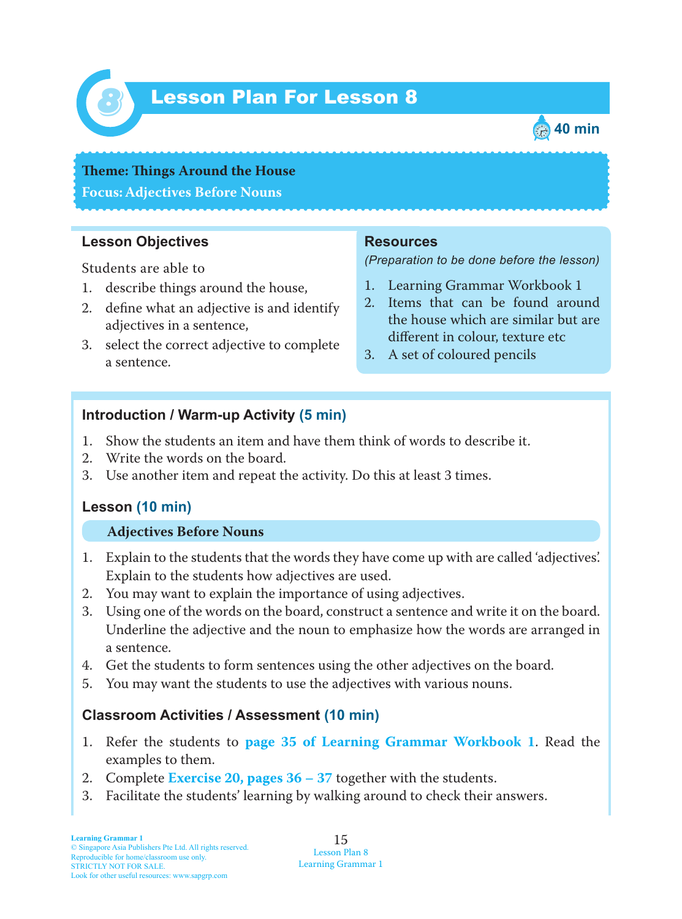# 8 Lesson Plan For Lesson 8

40 min

**Theme: Things Around the House**
**Focus: Adjectives Before Nouns**

## Lesson Objectives

Students are able to

1. describe things around the house,
2. define what an adjective is and identify adjectives in a sentence,
3. select the correct adjective to complete a sentence.

## Resources

*(Preparation to be done before the lesson)*

1. Learning Grammar Workbook 1
2. Items that can be found around the house which are similar but are different in colour, texture etc
3. A set of coloured pencils

## Introduction / Warm-up Activity (5 min)

1. Show the students an item and have them think of words to describe it.
2. Write the words on the board.
3. Use another item and repeat the activity. Do this at least 3 times.

## Lesson (10 min)

### Adjectives Before Nouns

1. Explain to the students that the words they have come up with are called 'adjectives'. Explain to the students how adjectives are used.
2. You may want to explain the importance of using adjectives.
3. Using one of the words on the board, construct a sentence and write it on the board. Underline the adjective and the noun to emphasize how the words are arranged in a sentence.
4. Get the students to form sentences using the other adjectives on the board.
5. You may want the students to use the adjectives with various nouns.

## Classroom Activities / Assessment (10 min)

1. Refer the students to **page 35 of Learning Grammar Workbook 1**. Read the examples to them.
2. Complete **Exercise 20, pages 36 – 37** together with the students.
3. Facilitate the students' learning by walking around to check their answers.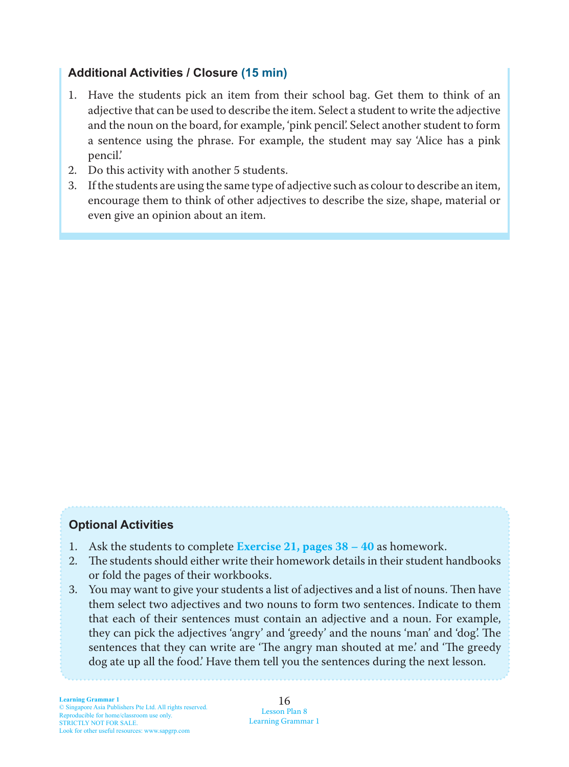### Additional Activities / Closure (15 min)

1. Have the students pick an item from their school bag. Get them to think of an adjective that can be used to describe the item. Select a student to write the adjective and the noun on the board, for example, 'pink pencil'. Select another student to form a sentence using the phrase. For example, the student may say 'Alice has a pink pencil.'
2. Do this activity with another 5 students.
3. If the students are using the same type of adjective such as colour to describe an item, encourage them to think of other adjectives to describe the size, shape, material or even give an opinion about an item.

### Optional Activities

1. Ask the students to complete **Exercise 21, pages 38 – 40** as homework.
2. The students should either write their homework details in their student handbooks or fold the pages of their workbooks.
3. You may want to give your students a list of adjectives and a list of nouns. Then have them select two adjectives and two nouns to form two sentences. Indicate to them that each of their sentences must contain an adjective and a noun. For example, they can pick the adjectives 'angry' and 'greedy' and the nouns 'man' and 'dog'. The sentences that they can write are 'The angry man shouted at me.' and 'The greedy dog ate up all the food.' Have them tell you the sentences during the next lesson.